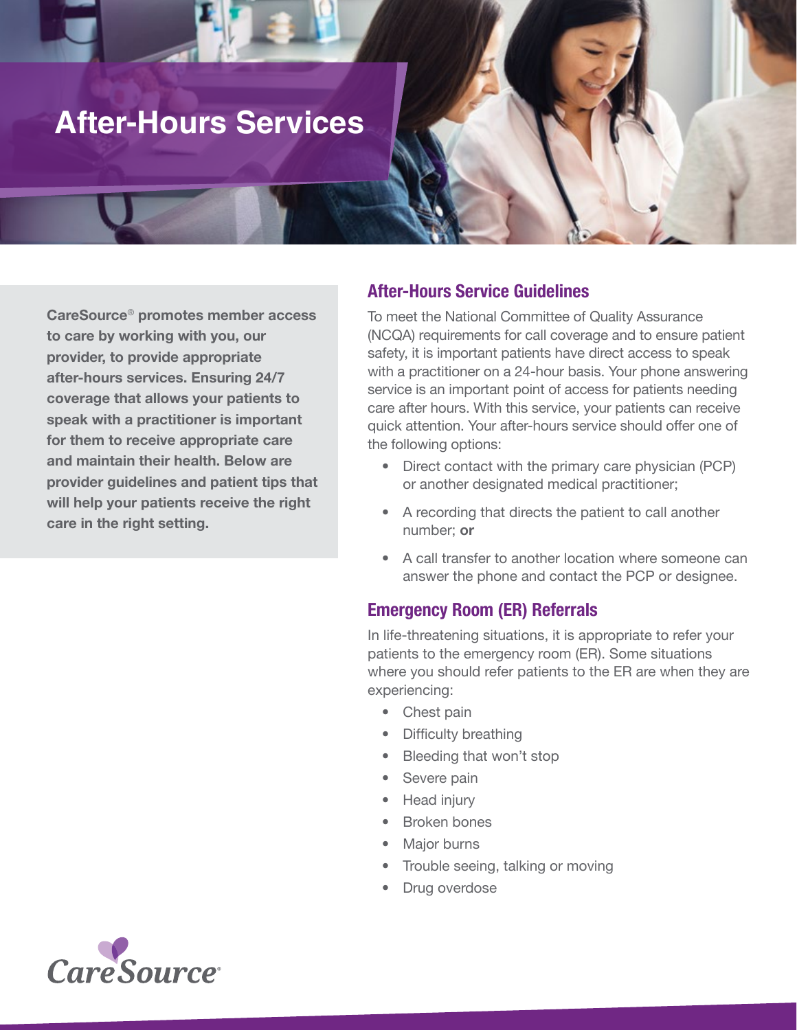# After-Hours Services

**CareSource® promotes member access to care by working with you, our provider, to provide appropriate after-hours services. Ensuring 24/7 coverage that allows your patients to speak with a practitioner is important for them to receive appropriate care and maintain their health. Below are provider guidelines and patient tips that will help your patients receive the right care in the right setting.**

## After-Hours Service Guidelines

To meet the National Committee of Quality Assurance (NCQA) requirements for call coverage and to ensure patient safety, it is important patients have direct access to speak with a practitioner on a 24-hour basis. Your phone answering service is an important point of access for patients needing care after hours. With this service, your patients can receive quick attention. Your after-hours service should offer one of the following options:

- Direct contact with the primary care physician (PCP) or another designated medical practitioner;
- A recording that directs the patient to call another number; **or**
- A call transfer to another location where someone can answer the phone and contact the PCP or designee.

## Emergency Room (ER) Referrals

In life-threatening situations, it is appropriate to refer your patients to the emergency room (ER). Some situations where you should refer patients to the ER are when they are experiencing:

- Chest pain
- Difficulty breathing
- Bleeding that won't stop
- Severe pain
- Head injury
- Broken bones
- Major burns
- Trouble seeing, talking or moving
- Drug overdose

CareSource®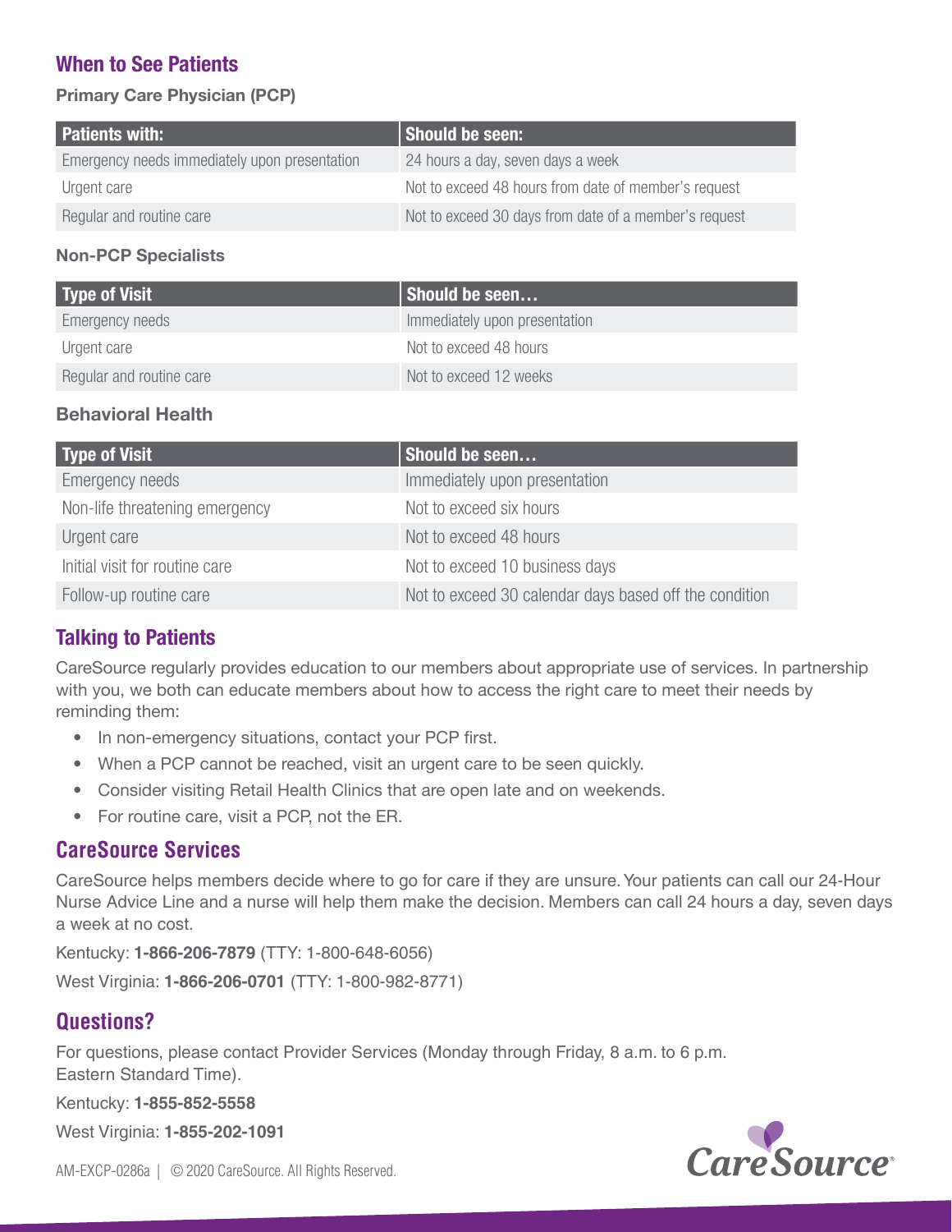## When to See Patients

### Primary Care Physician (PCP)

| Patients with: | Should be seen: |
|---|---|
| Emergency needs immediately upon presentation | 24 hours a day, seven days a week |
| Urgent care | Not to exceed 48 hours from date of member's request |
| Regular and routine care | Not to exceed 30 days from date of a member's request |

### Non-PCP Specialists

| Type of Visit | Should be seen… |
|---|---|
| Emergency needs | Immediately upon presentation |
| Urgent care | Not to exceed 48 hours |
| Regular and routine care | Not to exceed 12 weeks |

### Behavioral Health

| Type of Visit | Should be seen… |
|---|---|
| Emergency needs | Immediately upon presentation |
| Non-life threatening emergency | Not to exceed six hours |
| Urgent care | Not to exceed 48 hours |
| Initial visit for routine care | Not to exceed 10 business days |
| Follow-up routine care | Not to exceed 30 calendar days based off the condition |

## Talking to Patients

CareSource regularly provides education to our members about appropriate use of services. In partnership with you, we both can educate members about how to access the right care to meet their needs by reminding them:

- In non-emergency situations, contact your PCP first.
- When a PCP cannot be reached, visit an urgent care to be seen quickly.
- Consider visiting Retail Health Clinics that are open late and on weekends.
- For routine care, visit a PCP, not the ER.

## CareSource Services

CareSource helps members decide where to go for care if they are unsure. Your patients can call our 24-Hour Nurse Advice Line and a nurse will help them make the decision. Members can call 24 hours a day, seven days a week at no cost.

Kentucky: **1-866-206-7879** (TTY: 1-800-648-6056)

West Virginia: **1-866-206-0701** (TTY: 1-800-982-8771)

## Questions?

For questions, please contact Provider Services (Monday through Friday, 8 a.m. to 6 p.m. Eastern Standard Time).

Kentucky: **1-855-852-5558**

West Virginia: **1-855-202-1091**

AM-EXCP-0286a | © 2020 CareSource. All Rights Reserved.

CareSource®